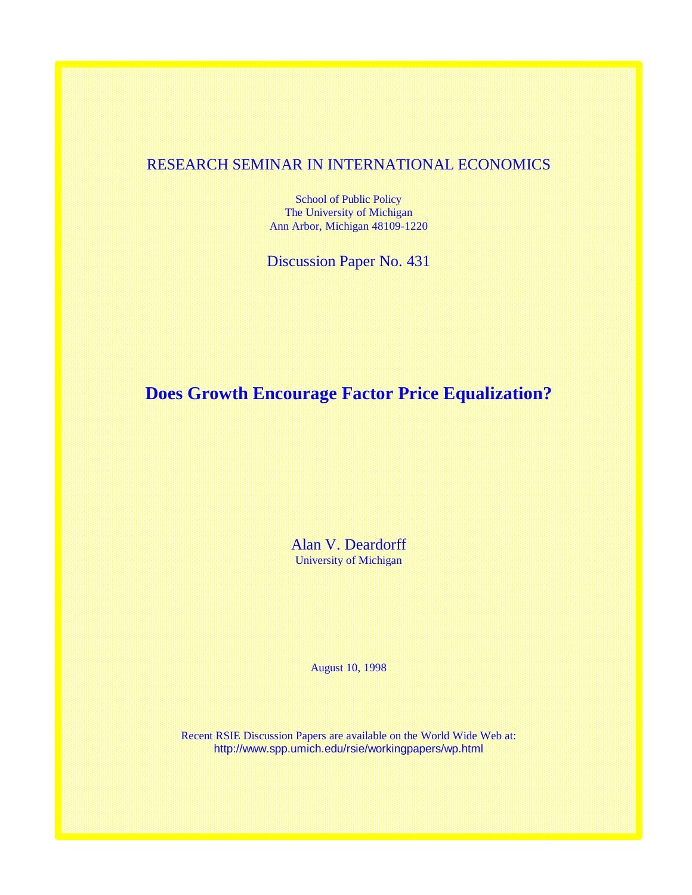RESEARCH SEMINAR IN INTERNATIONAL ECONOMICS

School of Public Policy
The University of Michigan
Ann Arbor, Michigan 48109-1220

Discussion Paper No. 431

# Does Growth Encourage Factor Price Equalization?

Alan V. Deardorff
University of Michigan

August 10, 1998

Recent RSIE Discussion Papers are available on the World Wide Web at:
http://www.spp.umich.edu/rsie/workingpapers/wp.html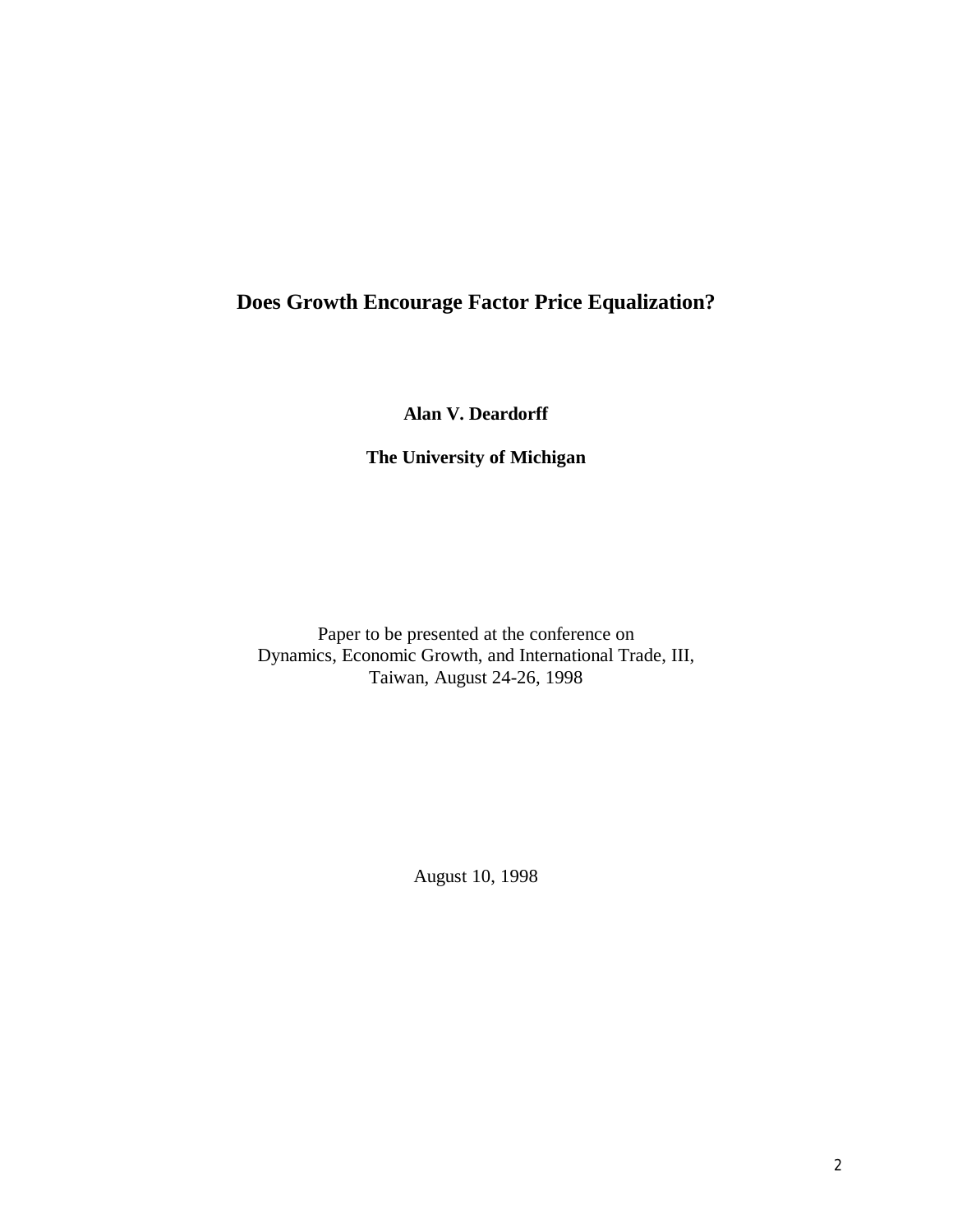# Does Growth Encourage Factor Price Equalization?

**Alan V. Deardorff**

**The University of Michigan**

Paper to be presented at the conference on
Dynamics, Economic Growth, and International Trade, III,
Taiwan, August 24-26, 1998

August 10, 1998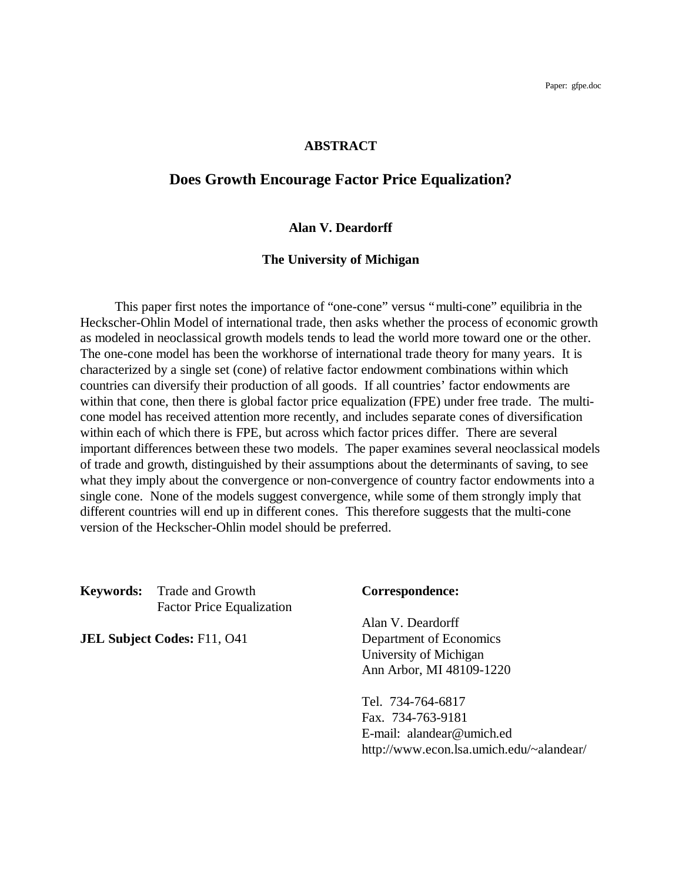Paper: gfpe.doc

## ABSTRACT

# Does Growth Encourage Factor Price Equalization?

**Alan V. Deardorff**

**The University of Michigan**

This paper first notes the importance of "one-cone" versus "multi-cone" equilibria in the Heckscher-Ohlin Model of international trade, then asks whether the process of economic growth as modeled in neoclassical growth models tends to lead the world more toward one or the other. The one-cone model has been the workhorse of international trade theory for many years. It is characterized by a single set (cone) of relative factor endowment combinations within which countries can diversify their production of all goods. If all countries' factor endowments are within that cone, then there is global factor price equalization (FPE) under free trade. The multi-cone model has received attention more recently, and includes separate cones of diversification within each of which there is FPE, but across which factor prices differ. There are several important differences between these two models. The paper examines several neoclassical models of trade and growth, distinguished by their assumptions about the determinants of saving, to see what they imply about the convergence or non-convergence of country factor endowments into a single cone. None of the models suggest convergence, while some of them strongly imply that different countries will end up in different cones. This therefore suggests that the multi-cone version of the Heckscher-Ohlin model should be preferred.

**Keywords:** Trade and Growth
Factor Price Equalization

**JEL Subject Codes:** F11, O41

**Correspondence:**

Alan V. Deardorff
Department of Economics
University of Michigan
Ann Arbor, MI 48109-1220

Tel. 734-764-6817
Fax. 734-763-9181
E-mail: alandear@umich.ed
http://www.econ.lsa.umich.edu/~alandear/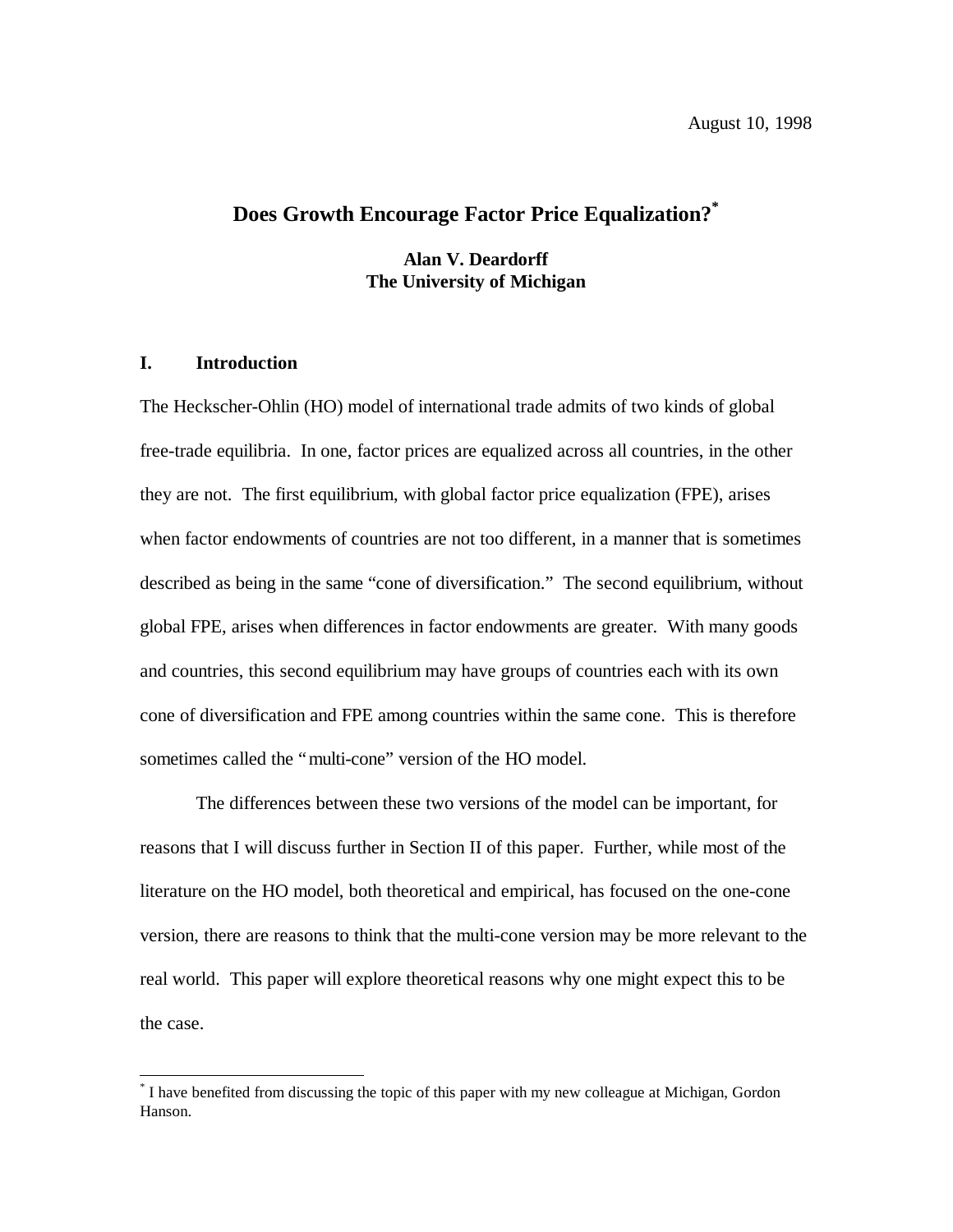August 10, 1998

# Does Growth Encourage Factor Price Equalization?[*]

**Alan V. Deardorff**
**The University of Michigan**

## I. Introduction

The Heckscher-Ohlin (HO) model of international trade admits of two kinds of global free-trade equilibria. In one, factor prices are equalized across all countries, in the other they are not. The first equilibrium, with global factor price equalization (FPE), arises when factor endowments of countries are not too different, in a manner that is sometimes described as being in the same "cone of diversification." The second equilibrium, without global FPE, arises when differences in factor endowments are greater. With many goods and countries, this second equilibrium may have groups of countries each with its own cone of diversification and FPE among countries within the same cone. This is therefore sometimes called the "multi-cone" version of the HO model.

The differences between these two versions of the model can be important, for reasons that I will discuss further in Section II of this paper. Further, while most of the literature on the HO model, both theoretical and empirical, has focused on the one-cone version, there are reasons to think that the multi-cone version may be more relevant to the real world. This paper will explore theoretical reasons why one might expect this to be the case.

---

[*] I have benefited from discussing the topic of this paper with my new colleague at Michigan, Gordon Hanson.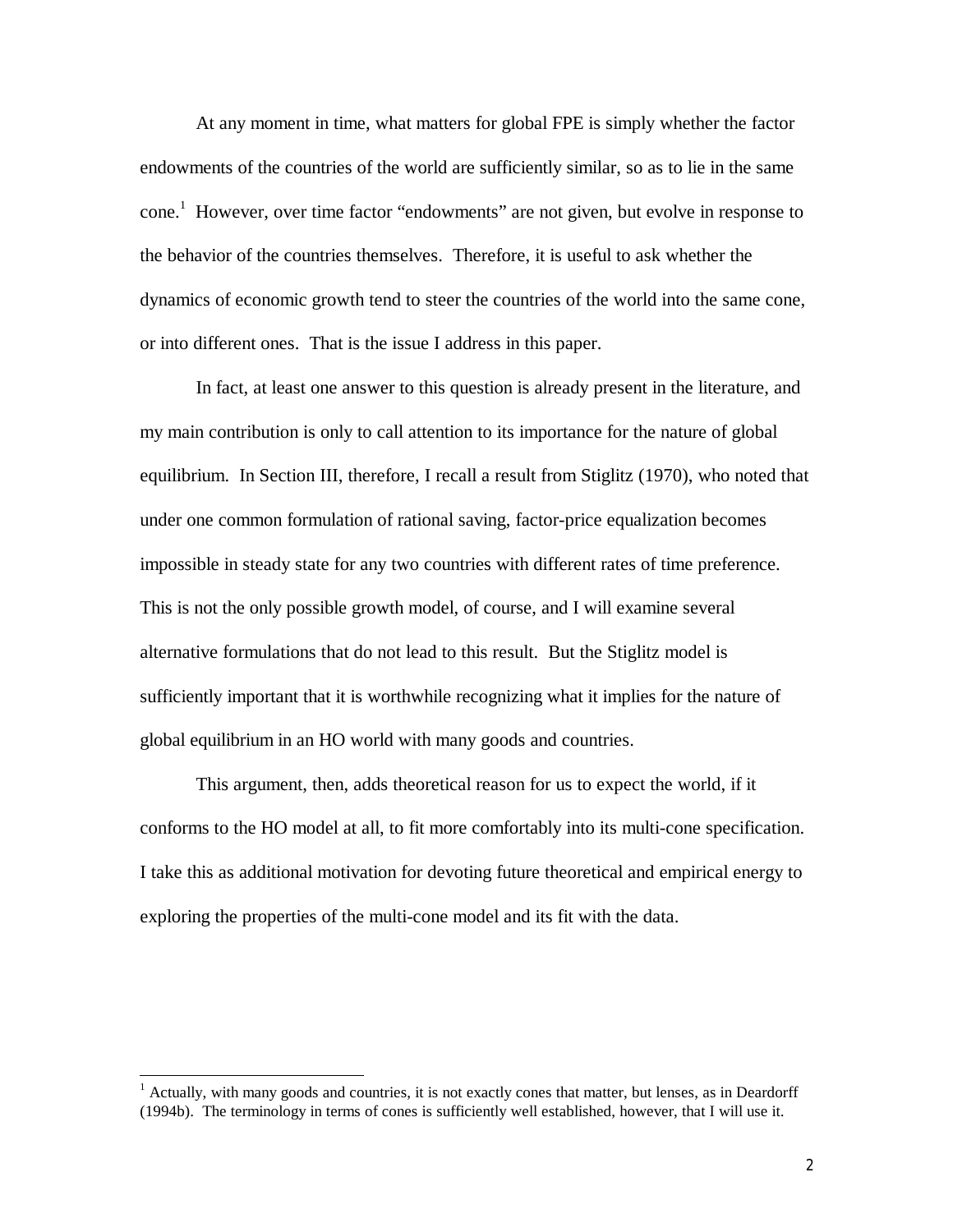At any moment in time, what matters for global FPE is simply whether the factor endowments of the countries of the world are sufficiently similar, so as to lie in the same cone.[1] However, over time factor "endowments" are not given, but evolve in response to the behavior of the countries themselves. Therefore, it is useful to ask whether the dynamics of economic growth tend to steer the countries of the world into the same cone, or into different ones. That is the issue I address in this paper.

In fact, at least one answer to this question is already present in the literature, and my main contribution is only to call attention to its importance for the nature of global equilibrium. In Section III, therefore, I recall a result from Stiglitz (1970), who noted that under one common formulation of rational saving, factor-price equalization becomes impossible in steady state for any two countries with different rates of time preference. This is not the only possible growth model, of course, and I will examine several alternative formulations that do not lead to this result. But the Stiglitz model is sufficiently important that it is worthwhile recognizing what it implies for the nature of global equilibrium in an HO world with many goods and countries.

This argument, then, adds theoretical reason for us to expect the world, if it conforms to the HO model at all, to fit more comfortably into its multi-cone specification. I take this as additional motivation for devoting future theoretical and empirical energy to exploring the properties of the multi-cone model and its fit with the data.

[1] Actually, with many goods and countries, it is not exactly cones that matter, but lenses, as in Deardorff (1994b). The terminology in terms of cones is sufficiently well established, however, that I will use it.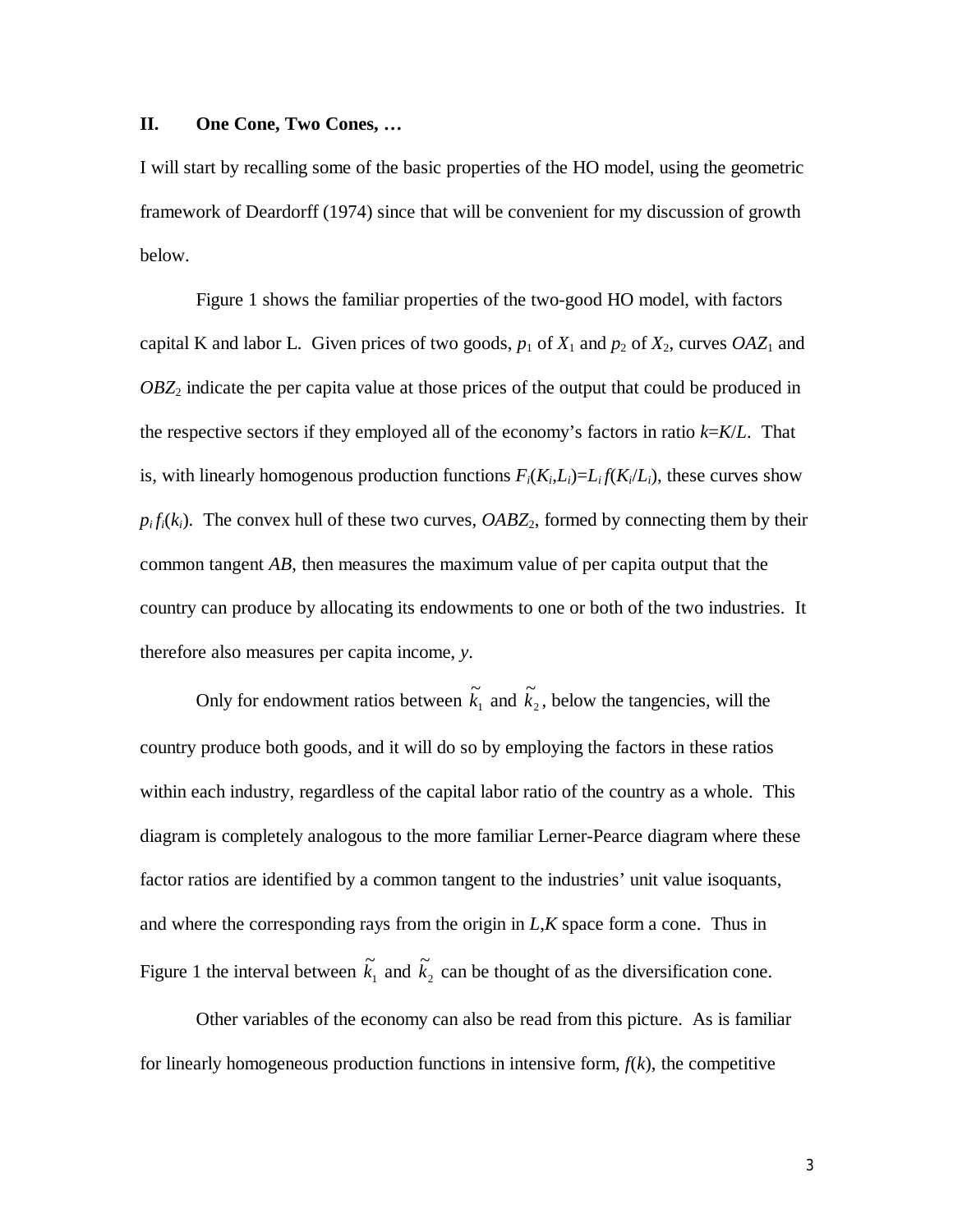## II. One Cone, Two Cones, …

I will start by recalling some of the basic properties of the HO model, using the geometric framework of Deardorff (1974) since that will be convenient for my discussion of growth below.

Figure 1 shows the familiar properties of the two-good HO model, with factors capital K and labor L. Given prices of two goods, $p_1$ of $X_1$ and $p_2$ of $X_2$, curves $OAZ_1$ and $OBZ_2$ indicate the per capita value at those prices of the output that could be produced in the respective sectors if they employed all of the economy's factors in ratio $k=K/L$. That is, with linearly homogenous production functions $F_i(K_i,L_i)=L_i f(K_i/L_i)$, these curves show $p_i f_i(k_i)$. The convex hull of these two curves, $OABZ_2$, formed by connecting them by their common tangent $AB$, then measures the maximum value of per capita output that the country can produce by allocating its endowments to one or both of the two industries. It therefore also measures per capita income, $y$.

Only for endowment ratios between $\tilde{k}_1$ and $\tilde{k}_2$, below the tangencies, will the country produce both goods, and it will do so by employing the factors in these ratios within each industry, regardless of the capital labor ratio of the country as a whole. This diagram is completely analogous to the more familiar Lerner-Pearce diagram where these factor ratios are identified by a common tangent to the industries' unit value isoquants, and where the corresponding rays from the origin in $L$,$K$ space form a cone. Thus in Figure 1 the interval between $\tilde{k}_1$ and $\tilde{k}_2$ can be thought of as the diversification cone.

Other variables of the economy can also be read from this picture. As is familiar for linearly homogeneous production functions in intensive form, $f(k)$, the competitive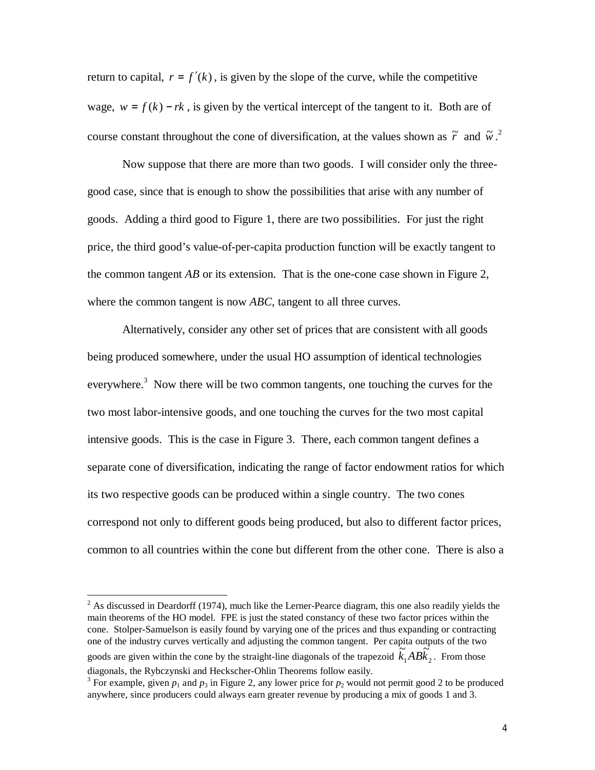return to capital, $r = f'(k)$, is given by the slope of the curve, while the competitive wage, $w = f(k) - rk$, is given by the vertical intercept of the tangent to it. Both are of course constant throughout the cone of diversification, at the values shown as $\tilde{r}$ and $\tilde{w}$.[2]

Now suppose that there are more than two goods. I will consider only the three-good case, since that is enough to show the possibilities that arise with any number of goods. Adding a third good to Figure 1, there are two possibilities. For just the right price, the third good's value-of-per-capita production function will be exactly tangent to the common tangent *AB* or its extension. That is the one-cone case shown in Figure 2, where the common tangent is now *ABC*, tangent to all three curves.

Alternatively, consider any other set of prices that are consistent with all goods being produced somewhere, under the usual HO assumption of identical technologies everywhere.[3] Now there will be two common tangents, one touching the curves for the two most labor-intensive goods, and one touching the curves for the two most capital intensive goods. This is the case in Figure 3. There, each common tangent defines a separate cone of diversification, indicating the range of factor endowment ratios for which its two respective goods can be produced within a single country. The two cones correspond not only to different goods being produced, but also to different factor prices, common to all countries within the cone but different from the other cone. There is also a

[2] As discussed in Deardorff (1974), much like the Lerner-Pearce diagram, this one also readily yields the main theorems of the HO model. FPE is just the stated constancy of these two factor prices within the cone. Stolper-Samuelson is easily found by varying one of the prices and thus expanding or contracting one of the industry curves vertically and adjusting the common tangent. Per capita outputs of the two goods are given within the cone by the straight-line diagonals of the trapezoid $\tilde{k}_1 AB\tilde{k}_2$. From those diagonals, the Rybczynski and Heckscher-Ohlin Theorems follow easily.

[3] For example, given $p_1$ and $p_3$ in Figure 2, any lower price for $p_2$ would not permit good 2 to be produced anywhere, since producers could always earn greater revenue by producing a mix of goods 1 and 3.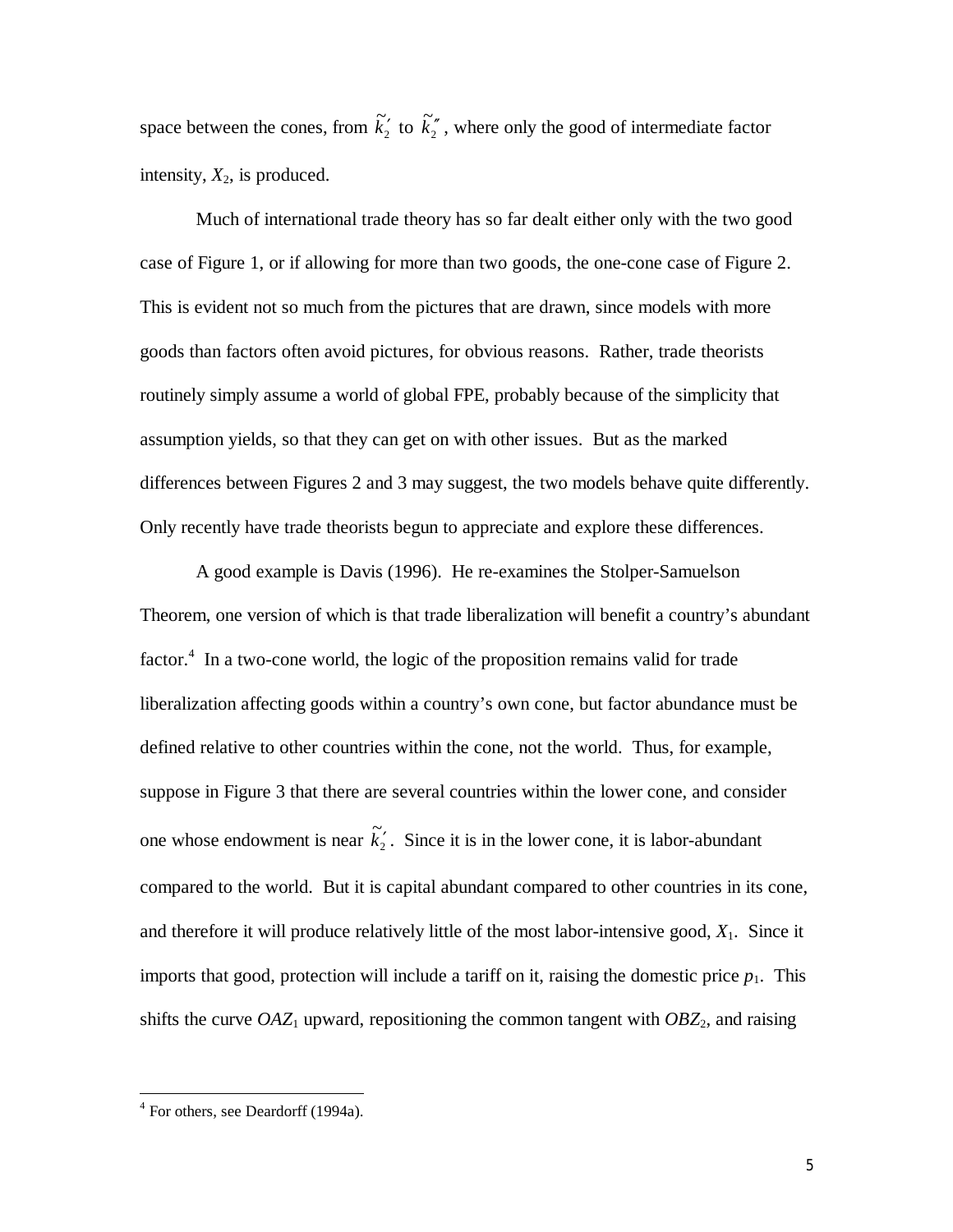space between the cones, from $\tilde{k}_2'$ to $\tilde{k}_2''$, where only the good of intermediate factor intensity, $X_2$, is produced.

Much of international trade theory has so far dealt either only with the two good case of Figure 1, or if allowing for more than two goods, the one-cone case of Figure 2. This is evident not so much from the pictures that are drawn, since models with more goods than factors often avoid pictures, for obvious reasons. Rather, trade theorists routinely simply assume a world of global FPE, probably because of the simplicity that assumption yields, so that they can get on with other issues. But as the marked differences between Figures 2 and 3 may suggest, the two models behave quite differently. Only recently have trade theorists begun to appreciate and explore these differences.

A good example is Davis (1996). He re-examines the Stolper-Samuelson Theorem, one version of which is that trade liberalization will benefit a country's abundant factor.[4] In a two-cone world, the logic of the proposition remains valid for trade liberalization affecting goods within a country's own cone, but factor abundance must be defined relative to other countries within the cone, not the world. Thus, for example, suppose in Figure 3 that there are several countries within the lower cone, and consider one whose endowment is near $\tilde{k}_2'$. Since it is in the lower cone, it is labor-abundant compared to the world. But it is capital abundant compared to other countries in its cone, and therefore it will produce relatively little of the most labor-intensive good, $X_1$. Since it imports that good, protection will include a tariff on it, raising the domestic price $p_1$. This shifts the curve $OAZ_1$ upward, repositioning the common tangent with $OBZ_2$, and raising

[4] For others, see Deardorff (1994a).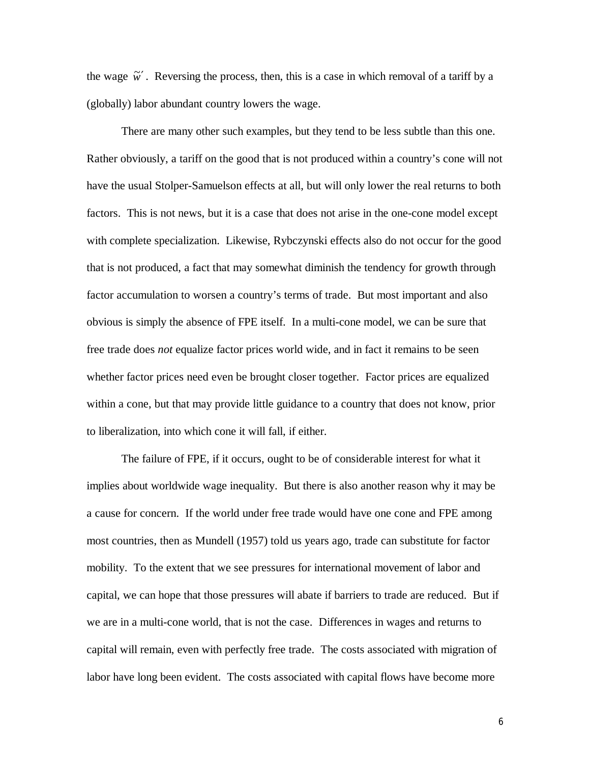the wage $\tilde{w}'$. Reversing the process, then, this is a case in which removal of a tariff by a (globally) labor abundant country lowers the wage.

There are many other such examples, but they tend to be less subtle than this one. Rather obviously, a tariff on the good that is not produced within a country's cone will not have the usual Stolper-Samuelson effects at all, but will only lower the real returns to both factors. This is not news, but it is a case that does not arise in the one-cone model except with complete specialization. Likewise, Rybczynski effects also do not occur for the good that is not produced, a fact that may somewhat diminish the tendency for growth through factor accumulation to worsen a country's terms of trade. But most important and also obvious is simply the absence of FPE itself. In a multi-cone model, we can be sure that free trade does *not* equalize factor prices world wide, and in fact it remains to be seen whether factor prices need even be brought closer together. Factor prices are equalized within a cone, but that may provide little guidance to a country that does not know, prior to liberalization, into which cone it will fall, if either.

The failure of FPE, if it occurs, ought to be of considerable interest for what it implies about worldwide wage inequality. But there is also another reason why it may be a cause for concern. If the world under free trade would have one cone and FPE among most countries, then as Mundell (1957) told us years ago, trade can substitute for factor mobility. To the extent that we see pressures for international movement of labor and capital, we can hope that those pressures will abate if barriers to trade are reduced. But if we are in a multi-cone world, that is not the case. Differences in wages and returns to capital will remain, even with perfectly free trade. The costs associated with migration of labor have long been evident. The costs associated with capital flows have become more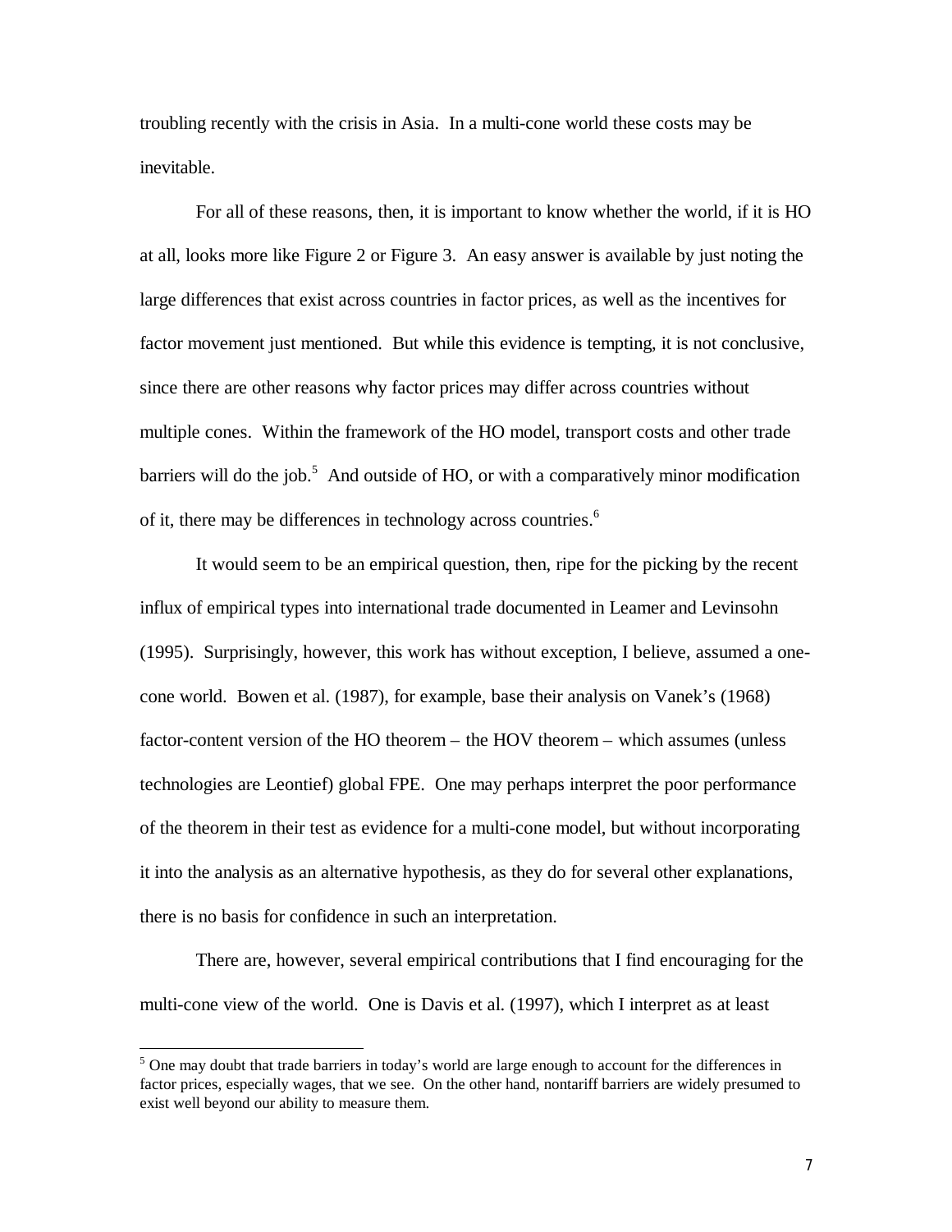troubling recently with the crisis in Asia. In a multi-cone world these costs may be inevitable.

For all of these reasons, then, it is important to know whether the world, if it is HO at all, looks more like Figure 2 or Figure 3. An easy answer is available by just noting the large differences that exist across countries in factor prices, as well as the incentives for factor movement just mentioned. But while this evidence is tempting, it is not conclusive, since there are other reasons why factor prices may differ across countries without multiple cones. Within the framework of the HO model, transport costs and other trade barriers will do the job.[5] And outside of HO, or with a comparatively minor modification of it, there may be differences in technology across countries.[6]

It would seem to be an empirical question, then, ripe for the picking by the recent influx of empirical types into international trade documented in Leamer and Levinsohn (1995). Surprisingly, however, this work has without exception, I believe, assumed a one-cone world. Bowen et al. (1987), for example, base their analysis on Vanek's (1968) factor-content version of the HO theorem – the HOV theorem – which assumes (unless technologies are Leontief) global FPE. One may perhaps interpret the poor performance of the theorem in their test as evidence for a multi-cone model, but without incorporating it into the analysis as an alternative hypothesis, as they do for several other explanations, there is no basis for confidence in such an interpretation.

There are, however, several empirical contributions that I find encouraging for the multi-cone view of the world. One is Davis et al. (1997), which I interpret as at least

---

[5] One may doubt that trade barriers in today's world are large enough to account for the differences in factor prices, especially wages, that we see. On the other hand, nontariff barriers are widely presumed to exist well beyond our ability to measure them.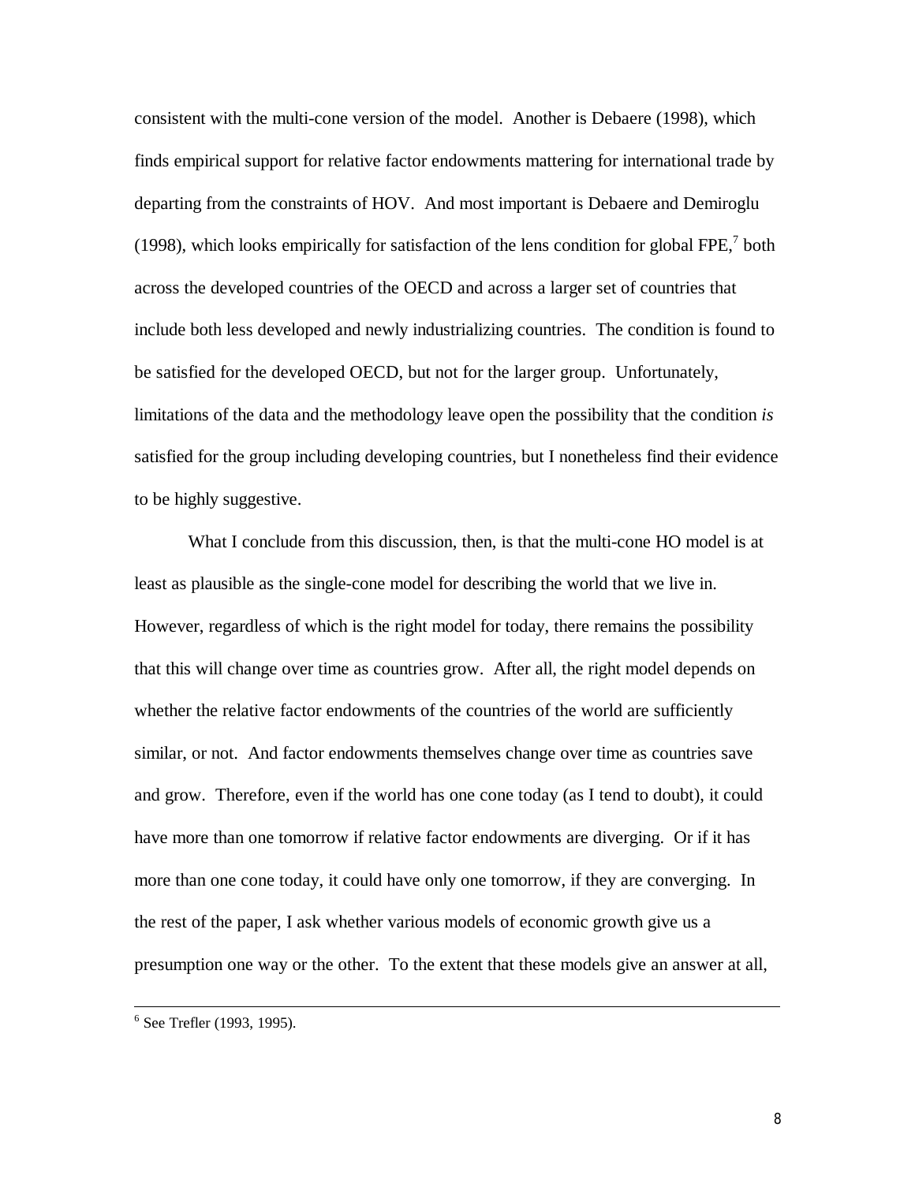consistent with the multi-cone version of the model. Another is Debaere (1998), which finds empirical support for relative factor endowments mattering for international trade by departing from the constraints of HOV. And most important is Debaere and Demiroglu (1998), which looks empirically for satisfaction of the lens condition for global FPE,[7] both across the developed countries of the OECD and across a larger set of countries that include both less developed and newly industrializing countries. The condition is found to be satisfied for the developed OECD, but not for the larger group. Unfortunately, limitations of the data and the methodology leave open the possibility that the condition *is* satisfied for the group including developing countries, but I nonetheless find their evidence to be highly suggestive.

What I conclude from this discussion, then, is that the multi-cone HO model is at least as plausible as the single-cone model for describing the world that we live in. However, regardless of which is the right model for today, there remains the possibility that this will change over time as countries grow. After all, the right model depends on whether the relative factor endowments of the countries of the world are sufficiently similar, or not. And factor endowments themselves change over time as countries save and grow. Therefore, even if the world has one cone today (as I tend to doubt), it could have more than one tomorrow if relative factor endowments are diverging. Or if it has more than one cone today, it could have only one tomorrow, if they are converging. In the rest of the paper, I ask whether various models of economic growth give us a presumption one way or the other. To the extent that these models give an answer at all,

---

[6] See Trefler (1993, 1995).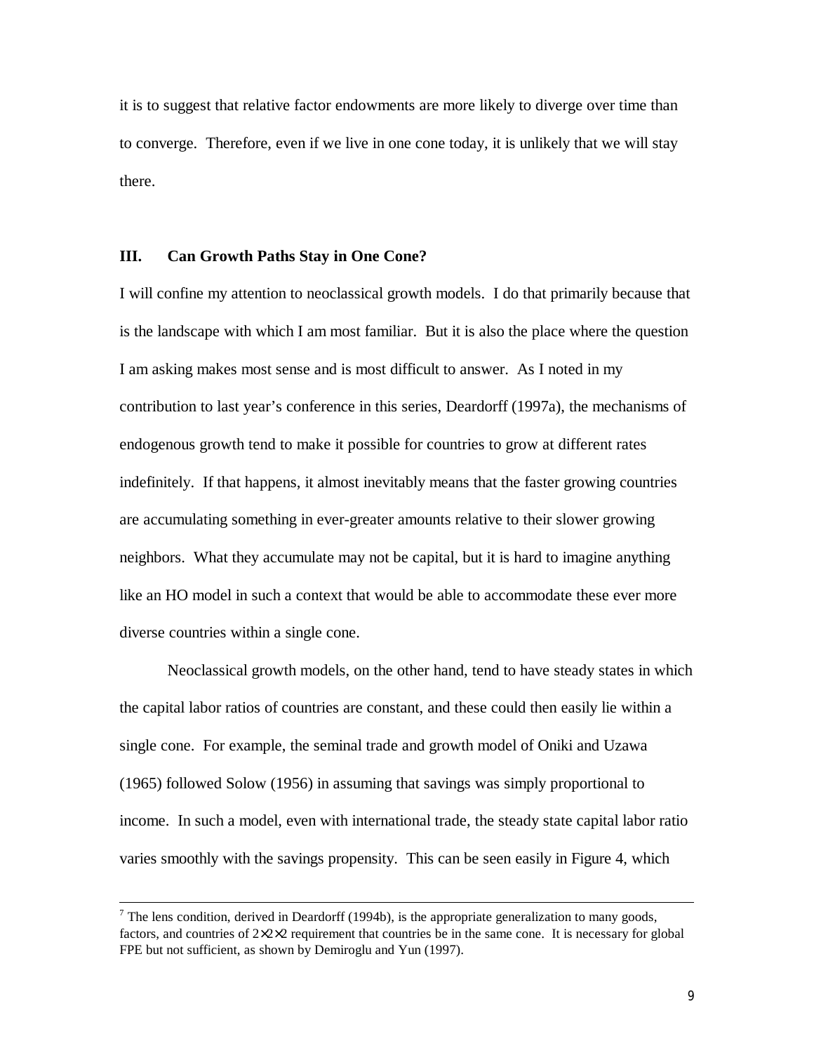it is to suggest that relative factor endowments are more likely to diverge over time than to converge. Therefore, even if we live in one cone today, it is unlikely that we will stay there.

### III. Can Growth Paths Stay in One Cone?

I will confine my attention to neoclassical growth models. I do that primarily because that is the landscape with which I am most familiar. But it is also the place where the question I am asking makes most sense and is most difficult to answer. As I noted in my contribution to last year's conference in this series, Deardorff (1997a), the mechanisms of endogenous growth tend to make it possible for countries to grow at different rates indefinitely. If that happens, it almost inevitably means that the faster growing countries are accumulating something in ever-greater amounts relative to their slower growing neighbors. What they accumulate may not be capital, but it is hard to imagine anything like an HO model in such a context that would be able to accommodate these ever more diverse countries within a single cone.

Neoclassical growth models, on the other hand, tend to have steady states in which the capital labor ratios of countries are constant, and these could then easily lie within a single cone. For example, the seminal trade and growth model of Oniki and Uzawa (1965) followed Solow (1956) in assuming that savings was simply proportional to income. In such a model, even with international trade, the steady state capital labor ratio varies smoothly with the savings propensity. This can be seen easily in Figure 4, which

---

[7] The lens condition, derived in Deardorff (1994b), is the appropriate generalization to many goods, factors, and countries of $2\times2\times2$ requirement that countries be in the same cone. It is necessary for global FPE but not sufficient, as shown by Demiroglu and Yun (1997).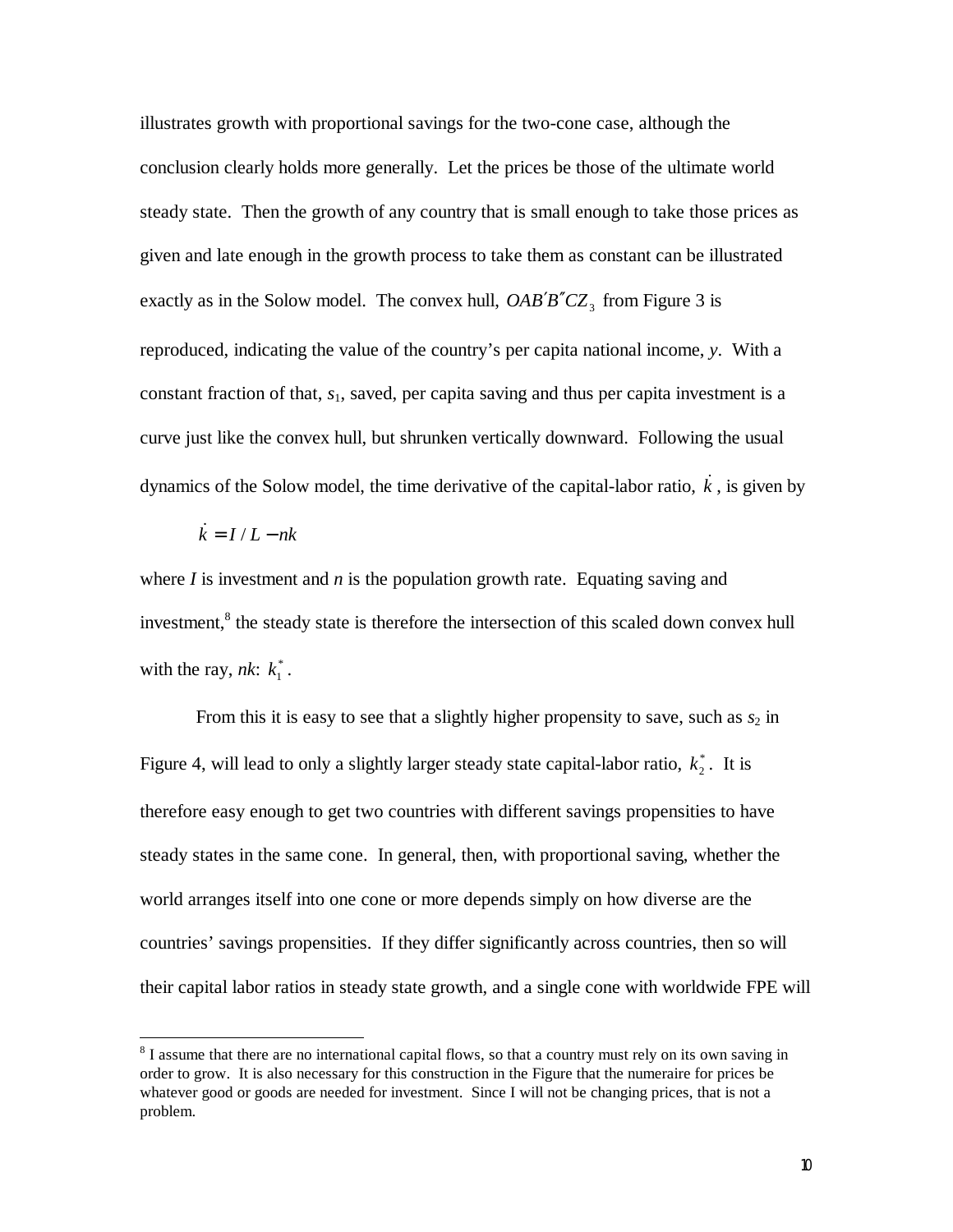illustrates growth with proportional savings for the two-cone case, although the conclusion clearly holds more generally. Let the prices be those of the ultimate world steady state. Then the growth of any country that is small enough to take those prices as given and late enough in the growth process to take them as constant can be illustrated exactly as in the Solow model. The convex hull, $OAB'B''CZ_3$ from Figure 3 is reproduced, indicating the value of the country's per capita national income, *y*. With a constant fraction of that, $s_1$, saved, per capita saving and thus per capita investment is a curve just like the convex hull, but shrunken vertically downward. Following the usual dynamics of the Solow model, the time derivative of the capital-labor ratio, $\dot{k}$, is given by

$$\dot{k} = I/L - nk$$

where *I* is investment and *n* is the population growth rate. Equating saving and investment,[8] the steady state is therefore the intersection of this scaled down convex hull with the ray, *nk*: $k_1^*$.

From this it is easy to see that a slightly higher propensity to save, such as $s_2$ in Figure 4, will lead to only a slightly larger steady state capital-labor ratio, $k_2^*$. It is therefore easy enough to get two countries with different savings propensities to have steady states in the same cone. In general, then, with proportional saving, whether the world arranges itself into one cone or more depends simply on how diverse are the countries' savings propensities. If they differ significantly across countries, then so will their capital labor ratios in steady state growth, and a single cone with worldwide FPE will

[8] I assume that there are no international capital flows, so that a country must rely on its own saving in order to grow. It is also necessary for this construction in the Figure that the numeraire for prices be whatever good or goods are needed for investment. Since I will not be changing prices, that is not a problem.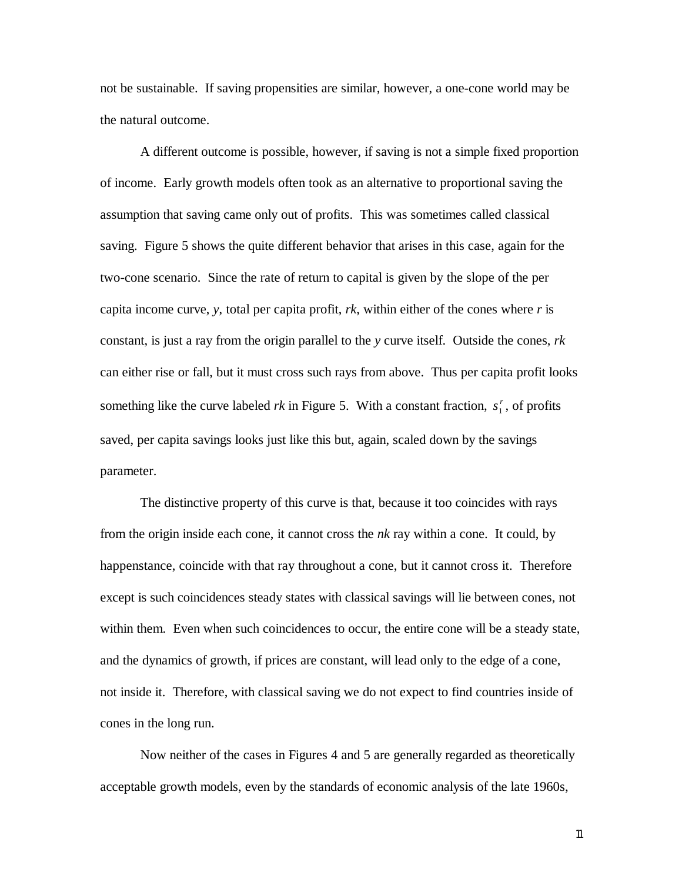not be sustainable. If saving propensities are similar, however, a one-cone world may be the natural outcome.

A different outcome is possible, however, if saving is not a simple fixed proportion of income. Early growth models often took as an alternative to proportional saving the assumption that saving came only out of profits. This was sometimes called classical saving. Figure 5 shows the quite different behavior that arises in this case, again for the two-cone scenario. Since the rate of return to capital is given by the slope of the per capita income curve, $y$, total per capita profit, $rk$, within either of the cones where $r$ is constant, is just a ray from the origin parallel to the $y$ curve itself. Outside the cones, $rk$ can either rise or fall, but it must cross such rays from above. Thus per capita profit looks something like the curve labeled $rk$ in Figure 5. With a constant fraction, $s_1^r$, of profits saved, per capita savings looks just like this but, again, scaled down by the savings parameter.

The distinctive property of this curve is that, because it too coincides with rays from the origin inside each cone, it cannot cross the $nk$ ray within a cone. It could, by happenstance, coincide with that ray throughout a cone, but it cannot cross it. Therefore except is such coincidences steady states with classical savings will lie between cones, not within them. Even when such coincidences to occur, the entire cone will be a steady state, and the dynamics of growth, if prices are constant, will lead only to the edge of a cone, not inside it. Therefore, with classical saving we do not expect to find countries inside of cones in the long run.

Now neither of the cases in Figures 4 and 5 are generally regarded as theoretically acceptable growth models, even by the standards of economic analysis of the late 1960s,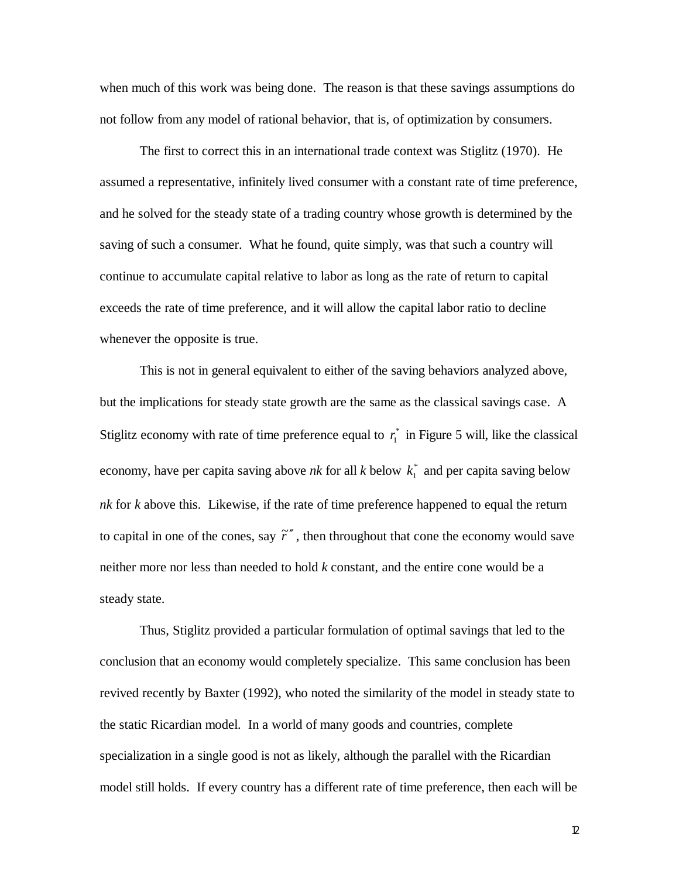when much of this work was being done. The reason is that these savings assumptions do not follow from any model of rational behavior, that is, of optimization by consumers.

The first to correct this in an international trade context was Stiglitz (1970). He assumed a representative, infinitely lived consumer with a constant rate of time preference, and he solved for the steady state of a trading country whose growth is determined by the saving of such a consumer. What he found, quite simply, was that such a country will continue to accumulate capital relative to labor as long as the rate of return to capital exceeds the rate of time preference, and it will allow the capital labor ratio to decline whenever the opposite is true.

This is not in general equivalent to either of the saving behaviors analyzed above, but the implications for steady state growth are the same as the classical savings case. A Stiglitz economy with rate of time preference equal to $r_1^*$ in Figure 5 will, like the classical economy, have per capita saving above *nk* for all *k* below $k_1^*$ and per capita saving below *nk* for *k* above this. Likewise, if the rate of time preference happened to equal the return to capital in one of the cones, say $\tilde{r}''$, then throughout that cone the economy would save neither more nor less than needed to hold *k* constant, and the entire cone would be a steady state.

Thus, Stiglitz provided a particular formulation of optimal savings that led to the conclusion that an economy would completely specialize. This same conclusion has been revived recently by Baxter (1992), who noted the similarity of the model in steady state to the static Ricardian model. In a world of many goods and countries, complete specialization in a single good is not as likely, although the parallel with the Ricardian model still holds. If every country has a different rate of time preference, then each will be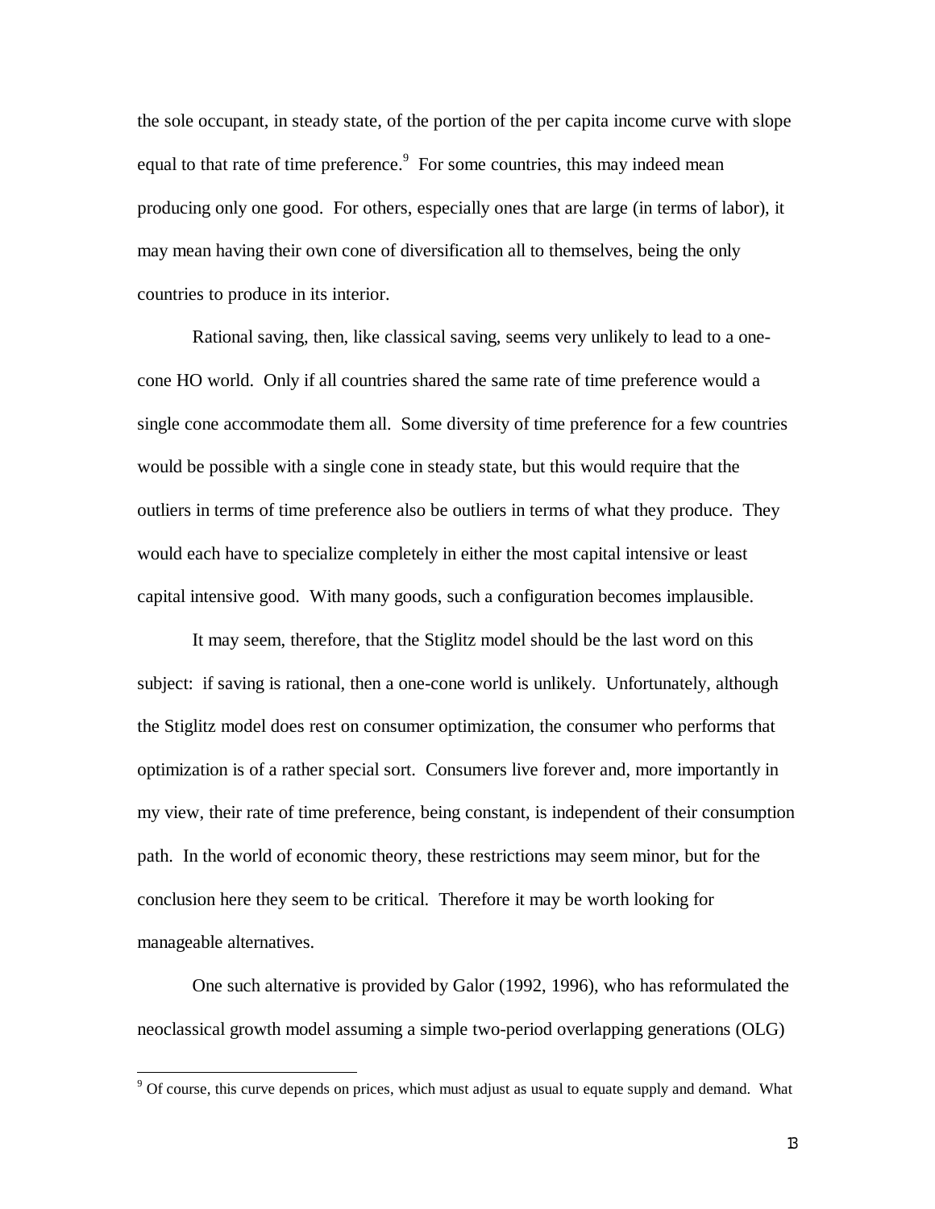the sole occupant, in steady state, of the portion of the per capita income curve with slope equal to that rate of time preference.[9] For some countries, this may indeed mean producing only one good. For others, especially ones that are large (in terms of labor), it may mean having their own cone of diversification all to themselves, being the only countries to produce in its interior.

Rational saving, then, like classical saving, seems very unlikely to lead to a one-cone HO world. Only if all countries shared the same rate of time preference would a single cone accommodate them all. Some diversity of time preference for a few countries would be possible with a single cone in steady state, but this would require that the outliers in terms of time preference also be outliers in terms of what they produce. They would each have to specialize completely in either the most capital intensive or least capital intensive good. With many goods, such a configuration becomes implausible.

It may seem, therefore, that the Stiglitz model should be the last word on this subject: if saving is rational, then a one-cone world is unlikely. Unfortunately, although the Stiglitz model does rest on consumer optimization, the consumer who performs that optimization is of a rather special sort. Consumers live forever and, more importantly in my view, their rate of time preference, being constant, is independent of their consumption path. In the world of economic theory, these restrictions may seem minor, but for the conclusion here they seem to be critical. Therefore it may be worth looking for manageable alternatives.

One such alternative is provided by Galor (1992, 1996), who has reformulated the neoclassical growth model assuming a simple two-period overlapping generations (OLG)

[9] Of course, this curve depends on prices, which must adjust as usual to equate supply and demand. What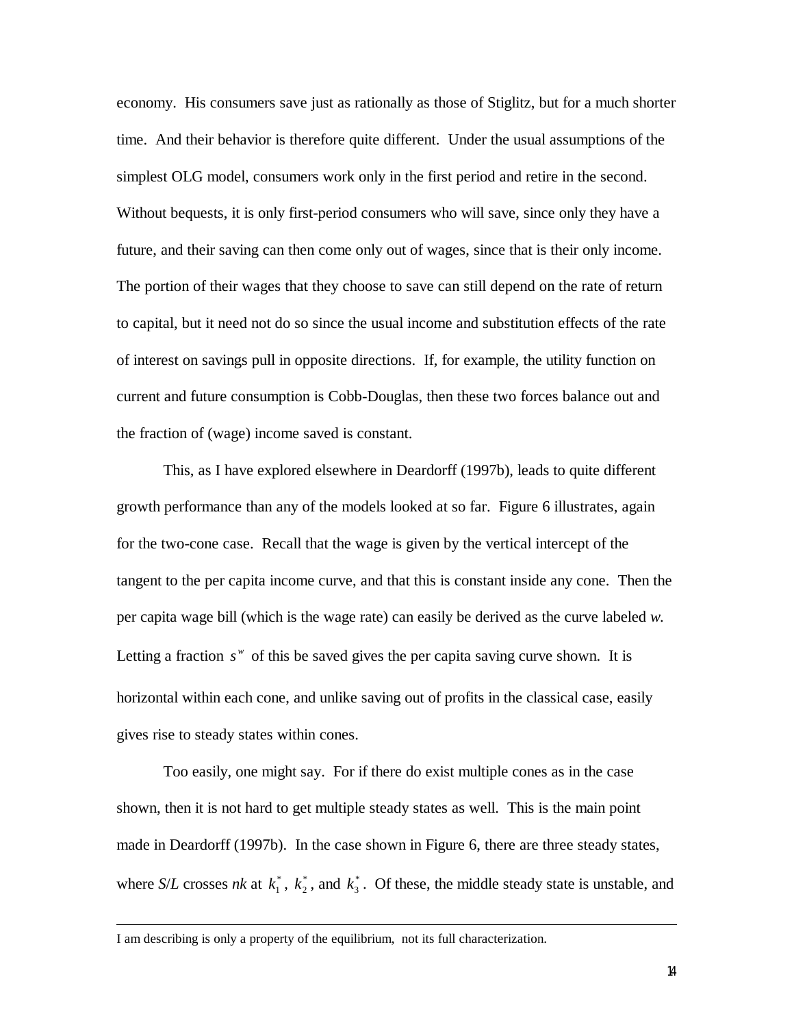economy. His consumers save just as rationally as those of Stiglitz, but for a much shorter time. And their behavior is therefore quite different. Under the usual assumptions of the simplest OLG model, consumers work only in the first period and retire in the second. Without bequests, it is only first-period consumers who will save, since only they have a future, and their saving can then come only out of wages, since that is their only income. The portion of their wages that they choose to save can still depend on the rate of return to capital, but it need not do so since the usual income and substitution effects of the rate of interest on savings pull in opposite directions. If, for example, the utility function on current and future consumption is Cobb-Douglas, then these two forces balance out and the fraction of (wage) income saved is constant.

This, as I have explored elsewhere in Deardorff (1997b), leads to quite different growth performance than any of the models looked at so far. Figure 6 illustrates, again for the two-cone case. Recall that the wage is given by the vertical intercept of the tangent to the per capita income curve, and that this is constant inside any cone. Then the per capita wage bill (which is the wage rate) can easily be derived as the curve labeled *w*. Letting a fraction $s^w$ of this be saved gives the per capita saving curve shown. It is horizontal within each cone, and unlike saving out of profits in the classical case, easily gives rise to steady states within cones.

Too easily, one might say. For if there do exist multiple cones as in the case shown, then it is not hard to get multiple steady states as well. This is the main point made in Deardorff (1997b). In the case shown in Figure 6, there are three steady states, where $S/L$ crosses $nk$ at $k_1^*$, $k_2^*$, and $k_3^*$. Of these, the middle steady state is unstable, and

---

I am describing is only a property of the equilibrium, not its full characterization.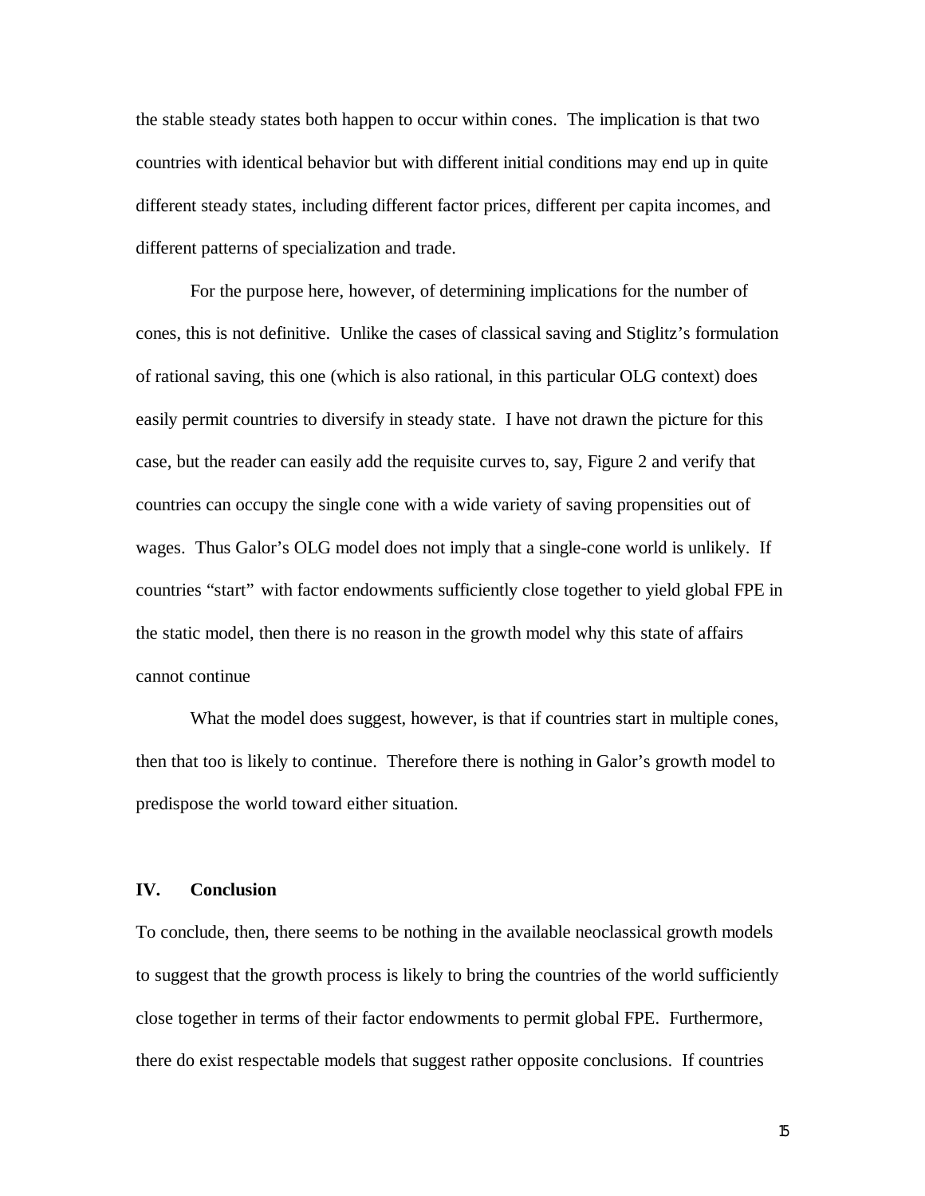the stable steady states both happen to occur within cones. The implication is that two countries with identical behavior but with different initial conditions may end up in quite different steady states, including different factor prices, different per capita incomes, and different patterns of specialization and trade.

For the purpose here, however, of determining implications for the number of cones, this is not definitive. Unlike the cases of classical saving and Stiglitz's formulation of rational saving, this one (which is also rational, in this particular OLG context) does easily permit countries to diversify in steady state. I have not drawn the picture for this case, but the reader can easily add the requisite curves to, say, Figure 2 and verify that countries can occupy the single cone with a wide variety of saving propensities out of wages. Thus Galor's OLG model does not imply that a single-cone world is unlikely. If countries "start" with factor endowments sufficiently close together to yield global FPE in the static model, then there is no reason in the growth model why this state of affairs cannot continue

What the model does suggest, however, is that if countries start in multiple cones, then that too is likely to continue. Therefore there is nothing in Galor's growth model to predispose the world toward either situation.

## IV. Conclusion

To conclude, then, there seems to be nothing in the available neoclassical growth models to suggest that the growth process is likely to bring the countries of the world sufficiently close together in terms of their factor endowments to permit global FPE. Furthermore, there do exist respectable models that suggest rather opposite conclusions. If countries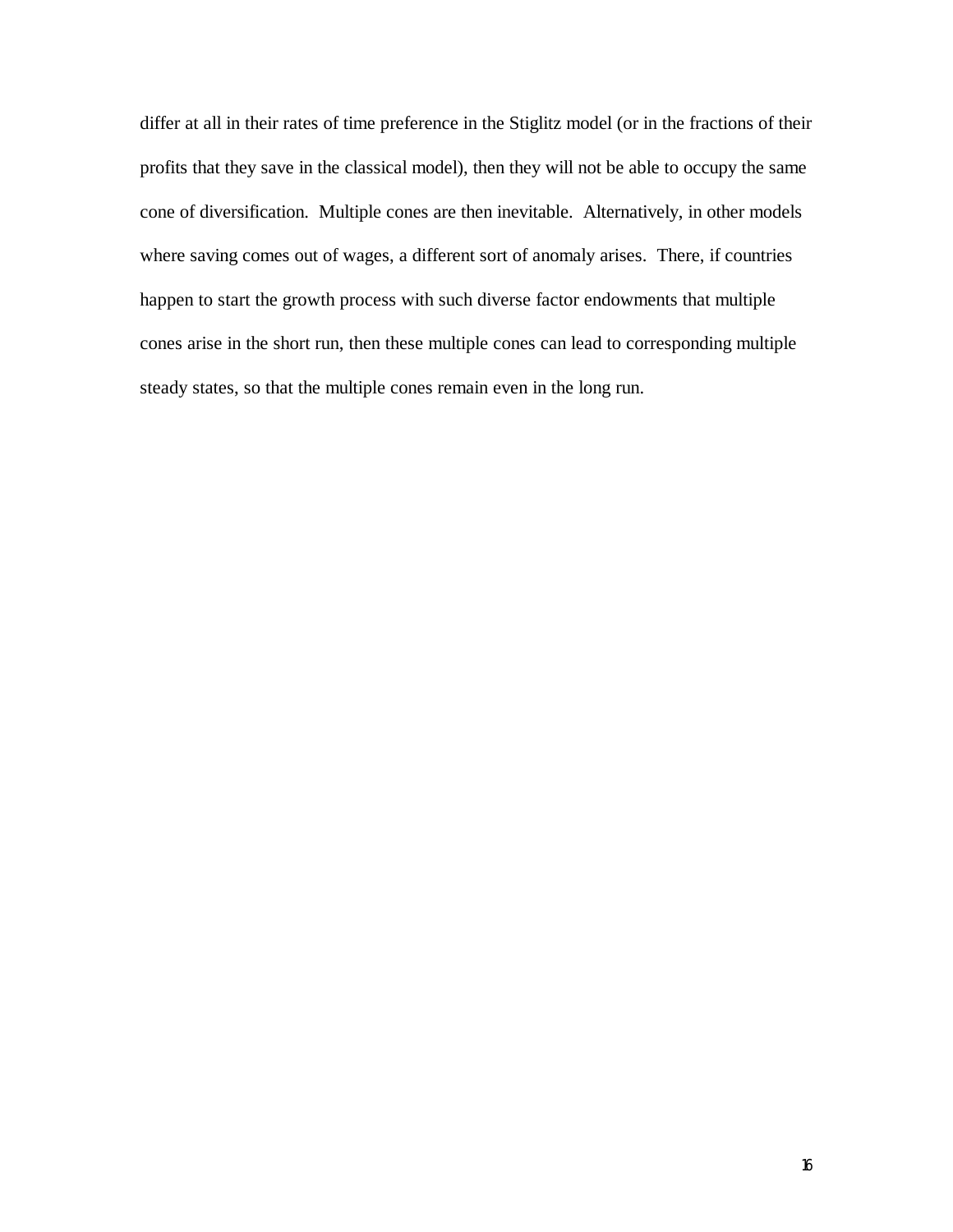differ at all in their rates of time preference in the Stiglitz model (or in the fractions of their profits that they save in the classical model), then they will not be able to occupy the same cone of diversification. Multiple cones are then inevitable. Alternatively, in other models where saving comes out of wages, a different sort of anomaly arises. There, if countries happen to start the growth process with such diverse factor endowments that multiple cones arise in the short run, then these multiple cones can lead to corresponding multiple steady states, so that the multiple cones remain even in the long run.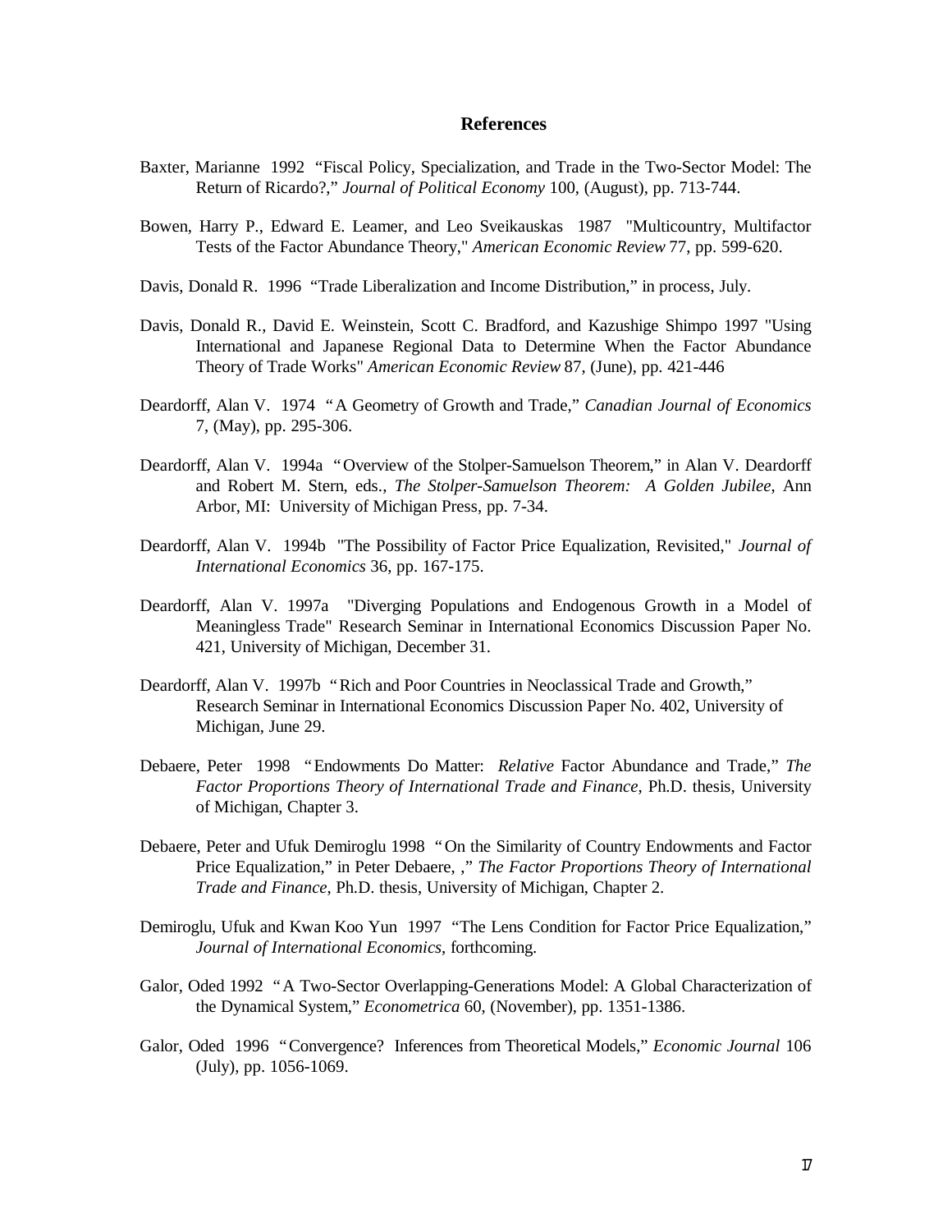## References

Baxter, Marianne 1992 "Fiscal Policy, Specialization, and Trade in the Two-Sector Model: The Return of Ricardo?," *Journal of Political Economy* 100, (August), pp. 713-744.

Bowen, Harry P., Edward E. Leamer, and Leo Sveikauskas 1987 "Multicountry, Multifactor Tests of the Factor Abundance Theory," *American Economic Review* 77, pp. 599-620.

Davis, Donald R. 1996 "Trade Liberalization and Income Distribution," in process, July.

Davis, Donald R., David E. Weinstein, Scott C. Bradford, and Kazushige Shimpo 1997 "Using International and Japanese Regional Data to Determine When the Factor Abundance Theory of Trade Works" *American Economic Review* 87, (June), pp. 421-446

Deardorff, Alan V. 1974 "A Geometry of Growth and Trade," *Canadian Journal of Economics* 7, (May), pp. 295-306.

Deardorff, Alan V. 1994a "Overview of the Stolper-Samuelson Theorem," in Alan V. Deardorff and Robert M. Stern, eds., *The Stolper-Samuelson Theorem: A Golden Jubilee*, Ann Arbor, MI: University of Michigan Press, pp. 7-34.

Deardorff, Alan V. 1994b "The Possibility of Factor Price Equalization, Revisited," *Journal of International Economics* 36, pp. 167-175.

Deardorff, Alan V. 1997a "Diverging Populations and Endogenous Growth in a Model of Meaningless Trade" Research Seminar in International Economics Discussion Paper No. 421, University of Michigan, December 31.

Deardorff, Alan V. 1997b "Rich and Poor Countries in Neoclassical Trade and Growth," Research Seminar in International Economics Discussion Paper No. 402, University of Michigan, June 29.

Debaere, Peter 1998 "Endowments Do Matter: *Relative* Factor Abundance and Trade," *The Factor Proportions Theory of International Trade and Finance*, Ph.D. thesis, University of Michigan, Chapter 3.

Debaere, Peter and Ufuk Demiroglu 1998 "On the Similarity of Country Endowments and Factor Price Equalization," in Peter Debaere, ," *The Factor Proportions Theory of International Trade and Finance*, Ph.D. thesis, University of Michigan, Chapter 2.

Demiroglu, Ufuk and Kwan Koo Yun 1997 "The Lens Condition for Factor Price Equalization," *Journal of International Economics*, forthcoming.

Galor, Oded 1992 "A Two-Sector Overlapping-Generations Model: A Global Characterization of the Dynamical System," *Econometrica* 60, (November), pp. 1351-1386.

Galor, Oded 1996 "Convergence? Inferences from Theoretical Models," *Economic Journal* 106 (July), pp. 1056-1069.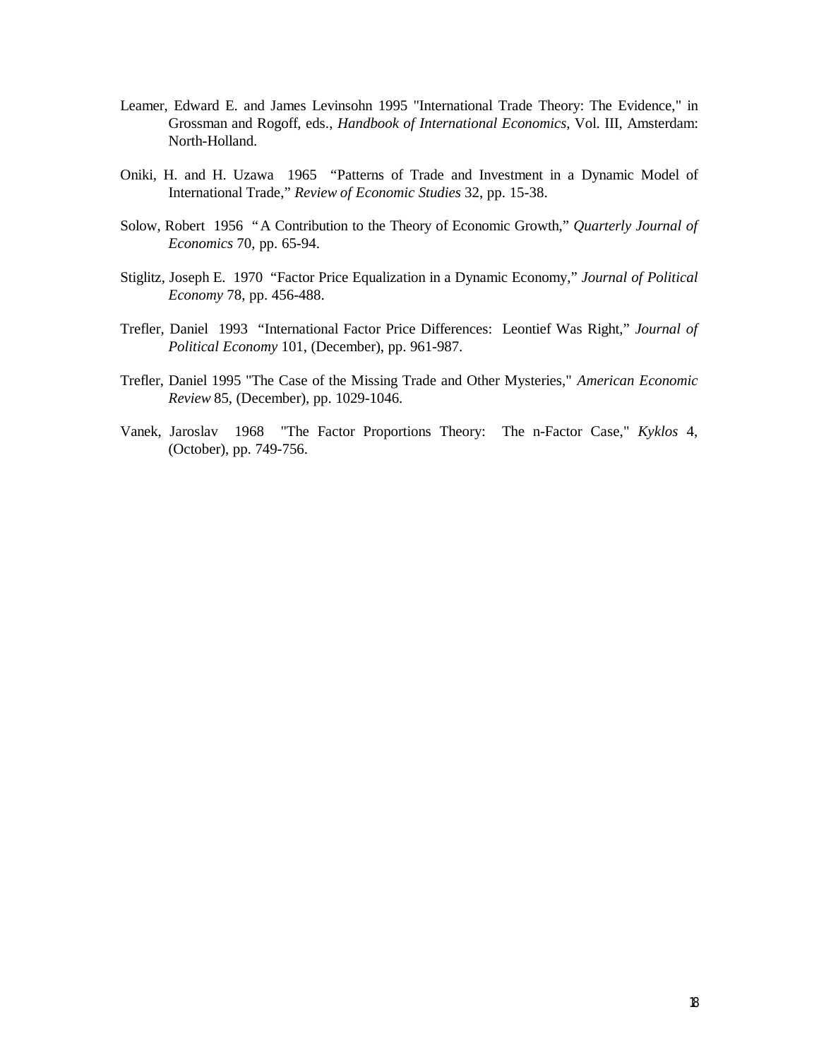Leamer, Edward E. and James Levinsohn 1995 "International Trade Theory: The Evidence," in Grossman and Rogoff, eds., *Handbook of International Economics*, Vol. III, Amsterdam: North-Holland.

Oniki, H. and H. Uzawa 1965 "Patterns of Trade and Investment in a Dynamic Model of International Trade," *Review of Economic Studies* 32, pp. 15-38.

Solow, Robert 1956 "A Contribution to the Theory of Economic Growth," *Quarterly Journal of Economics* 70, pp. 65-94.

Stiglitz, Joseph E. 1970 "Factor Price Equalization in a Dynamic Economy," *Journal of Political Economy* 78, pp. 456-488.

Trefler, Daniel 1993 "International Factor Price Differences: Leontief Was Right," *Journal of Political Economy* 101, (December), pp. 961-987.

Trefler, Daniel 1995 "The Case of the Missing Trade and Other Mysteries," *American Economic Review* 85, (December), pp. 1029-1046.

Vanek, Jaroslav 1968 "The Factor Proportions Theory: The n-Factor Case," *Kyklos* 4, (October), pp. 749-756.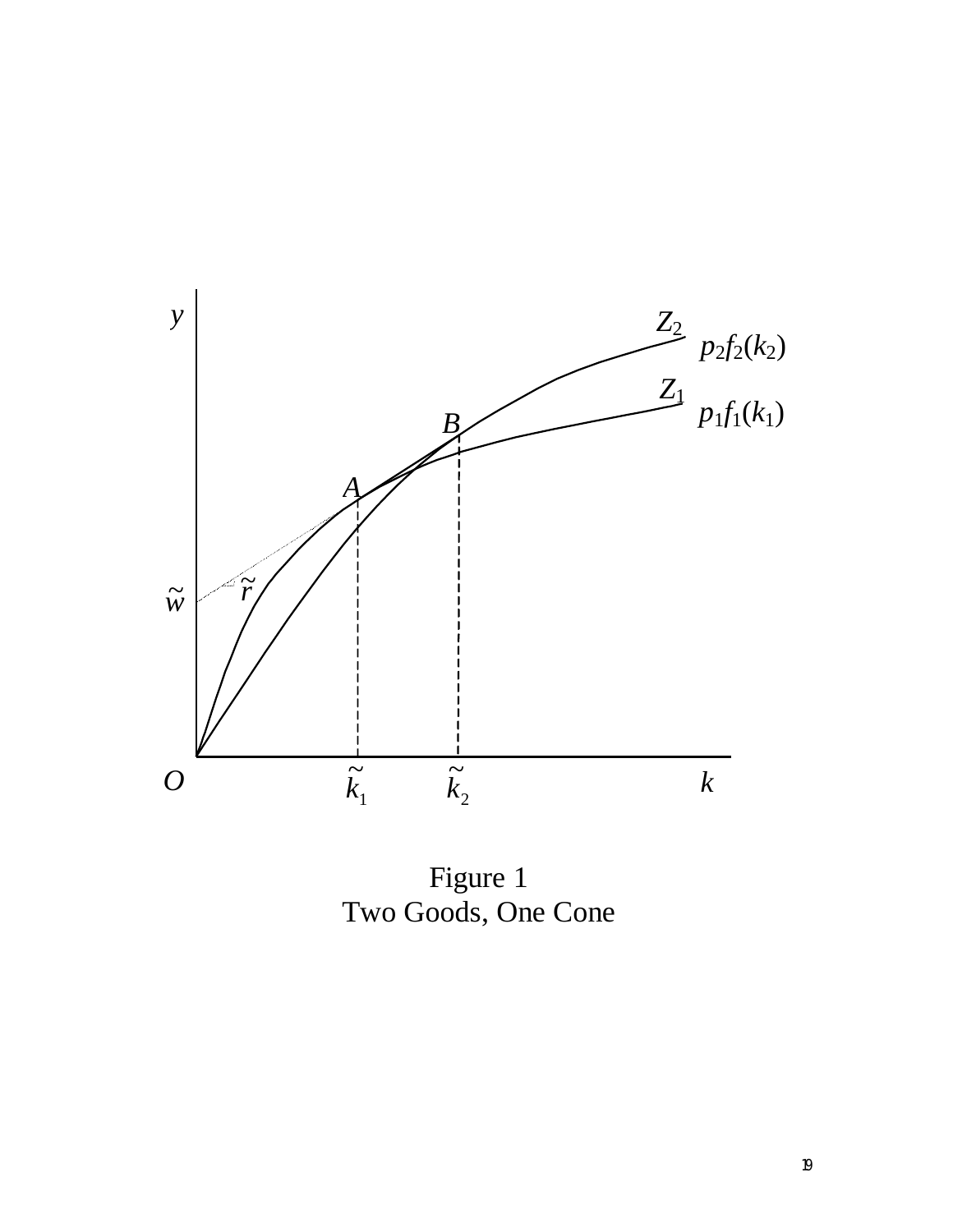Figure 1
Two Goods, One Cone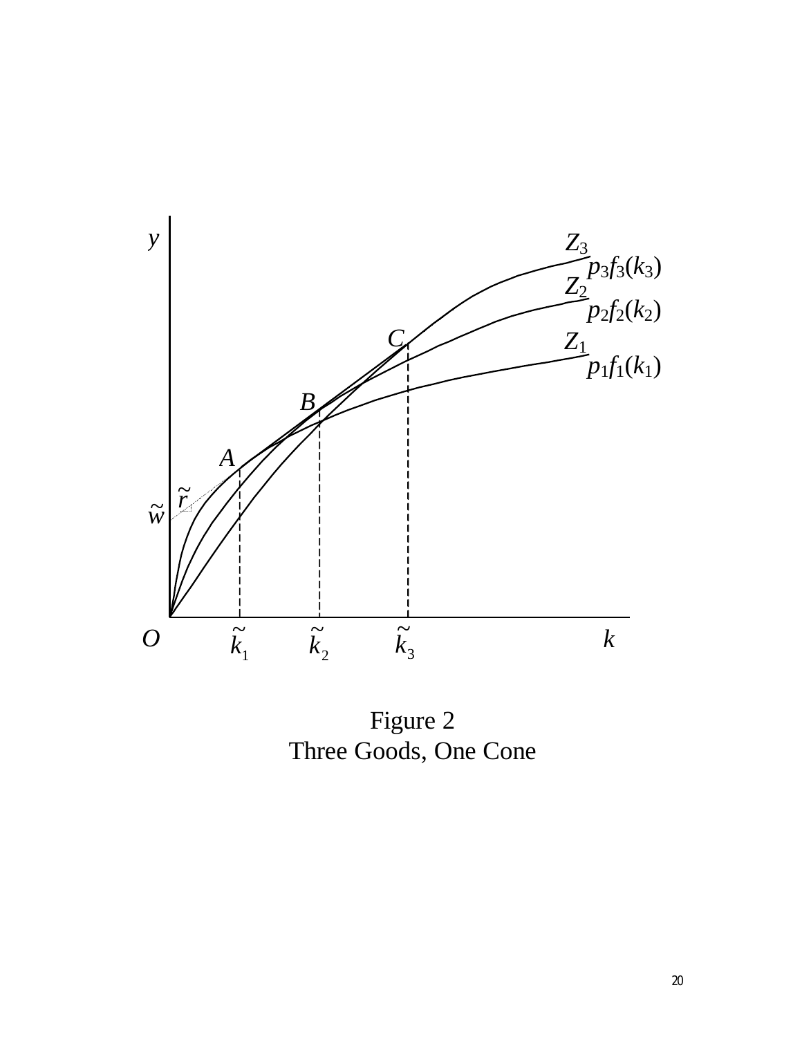Figure 2
Three Goods, One Cone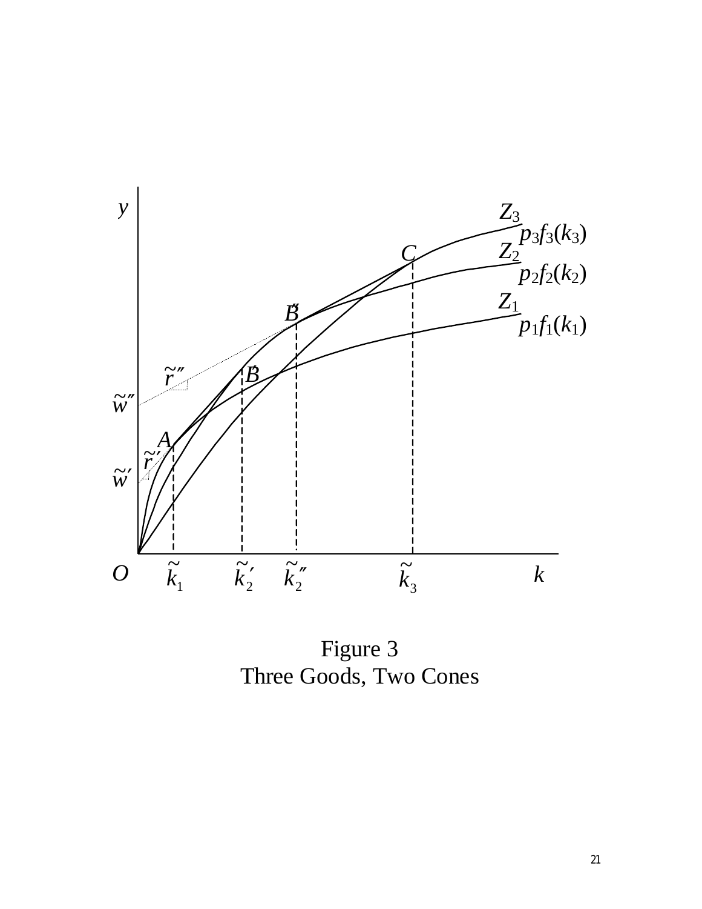Figure 3
Three Goods, Two Cones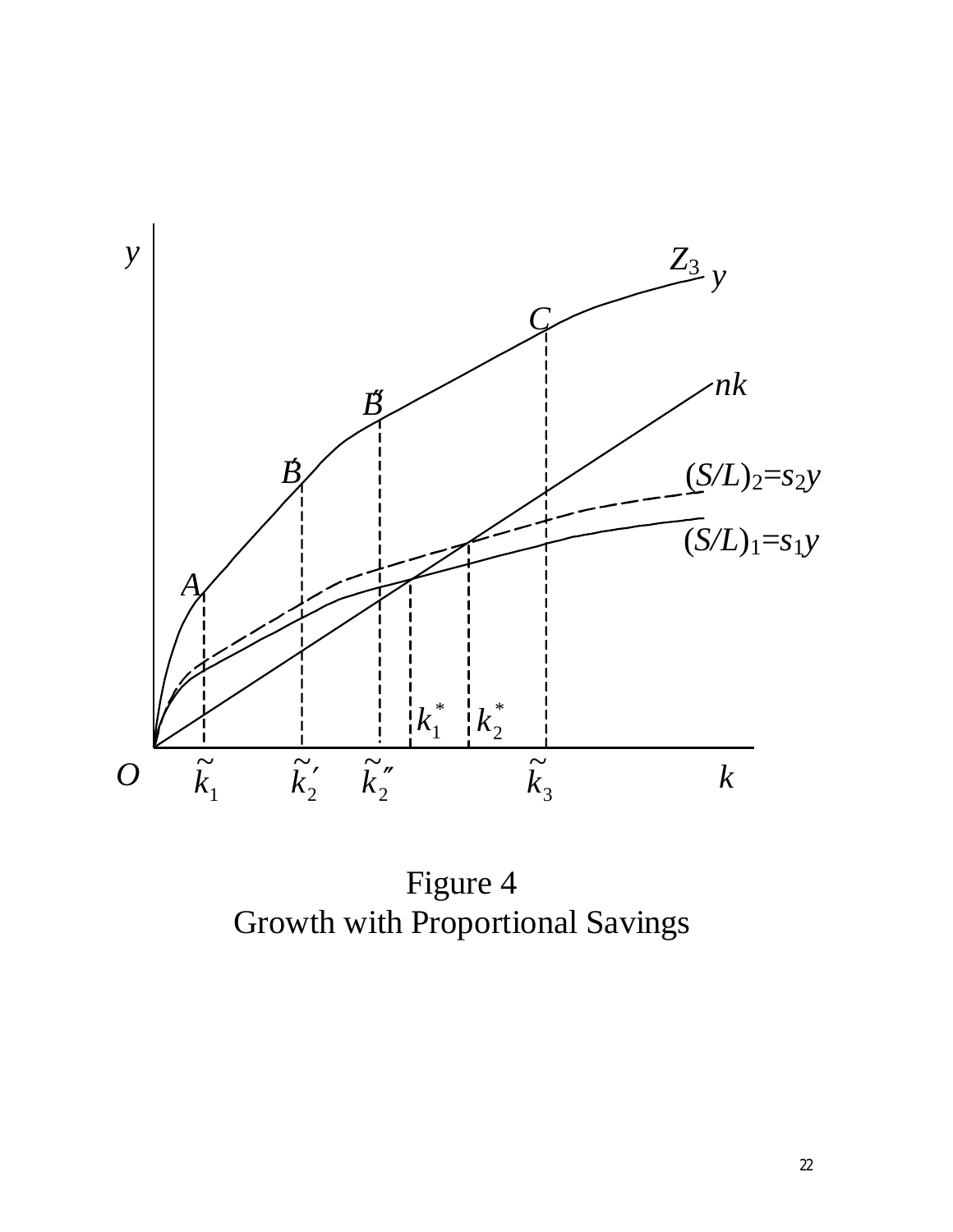Figure 4
Growth with Proportional Savings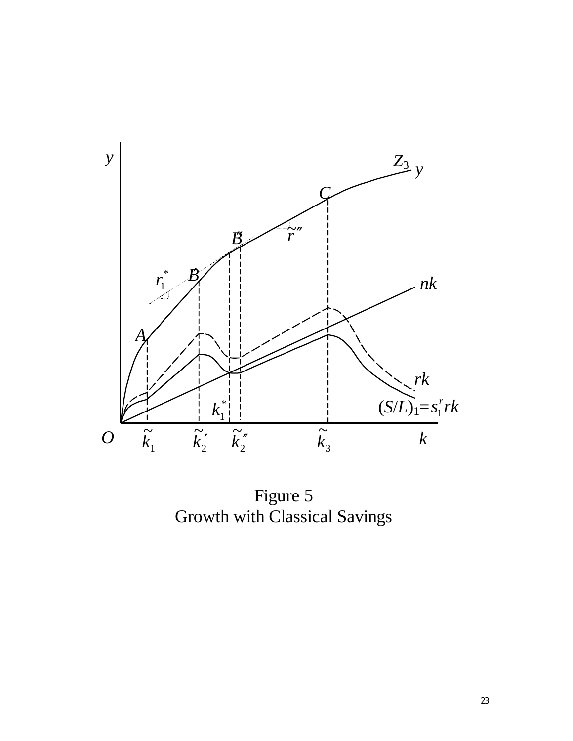Figure 5
Growth with Classical Savings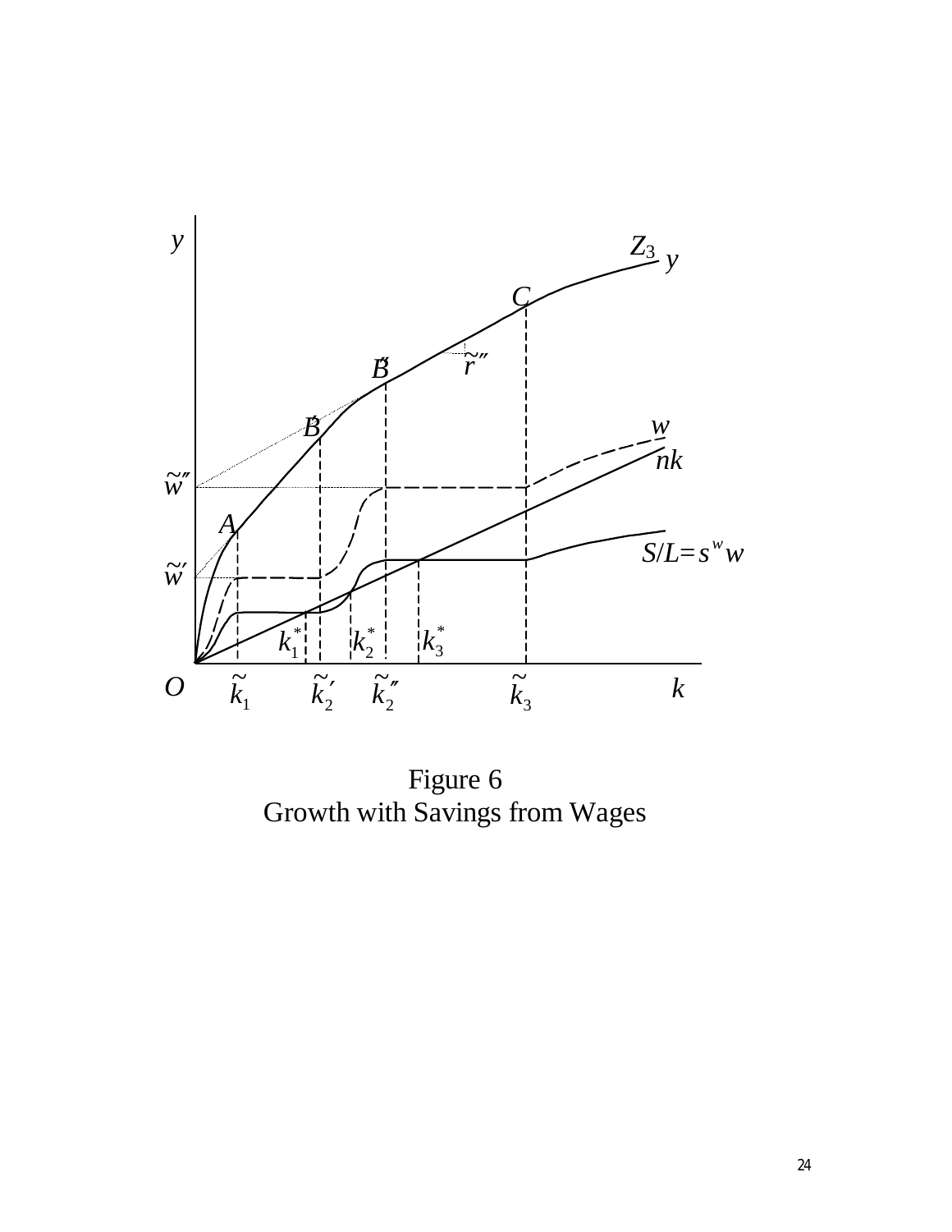y

$Z_3$ y

C

$\tilde{r}''$

B''

B'

w

nk

$\tilde{w}''$

A

$S/L = s^w w$

$\tilde{w}'$

$k_1^*$ $k_2^*$ $k_3^*$

O $\tilde{k}_1$ $\tilde{k}_2'$ $\tilde{k}_2''$ $\tilde{k}_3$ k

Figure 6
Growth with Savings from Wages